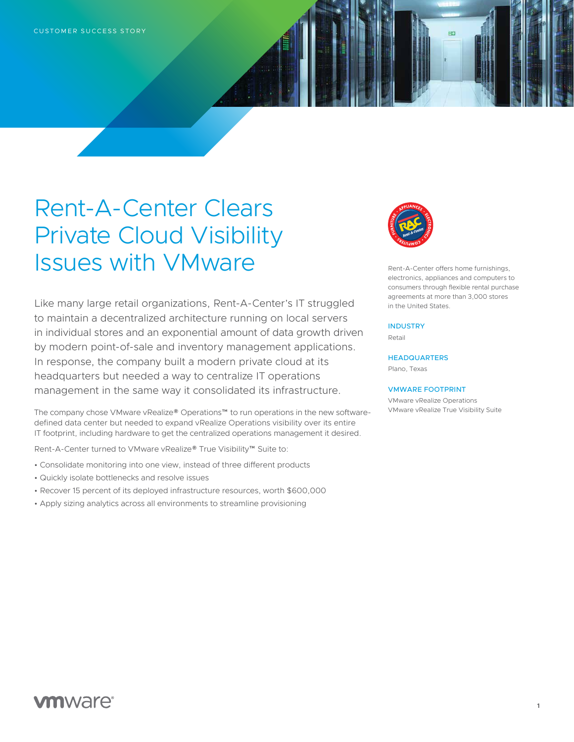CUSTOMER SUCCESS STORY

# Rent-A-Center Clears Private Cloud Visibility Issues with VMware

Like many large retail organizations, Rent-A-Center's IT struggled to maintain a decentralized architecture running on local servers in individual stores and an exponential amount of data growth driven by modern point-of-sale and inventory management applications. In response, the company built a modern private cloud at its headquarters but needed a way to centralize IT operations management in the same way it consolidated its infrastructure.

The company chose VMware vRealize® Operations™ to run operations in the new software-defined data center but needed to expand vRealize Operations visibility over its entire IT footprint, including hardware to get the centralized operations management it desired.

Rent-A-Center turned to VMware vRealize® True Visibility™ Suite to:

- Consolidate monitoring into one view, instead of three different products
- Quickly isolate bottlenecks and resolve issues
- Recover 15 percent of its deployed infrastructure resources, worth $600,000
- Apply sizing analytics across all environments to streamline provisioning

Rent-A-Center offers home furnishings, electronics, appliances and computers to consumers through flexible rental purchase agreements at more than 3,000 stores in the United States.

**INDUSTRY**

Retail

**HEADQUARTERS**

Plano, Texas

**VMWARE FOOTPRINT**

VMware vRealize Operations
VMware vRealize True Visibility Suite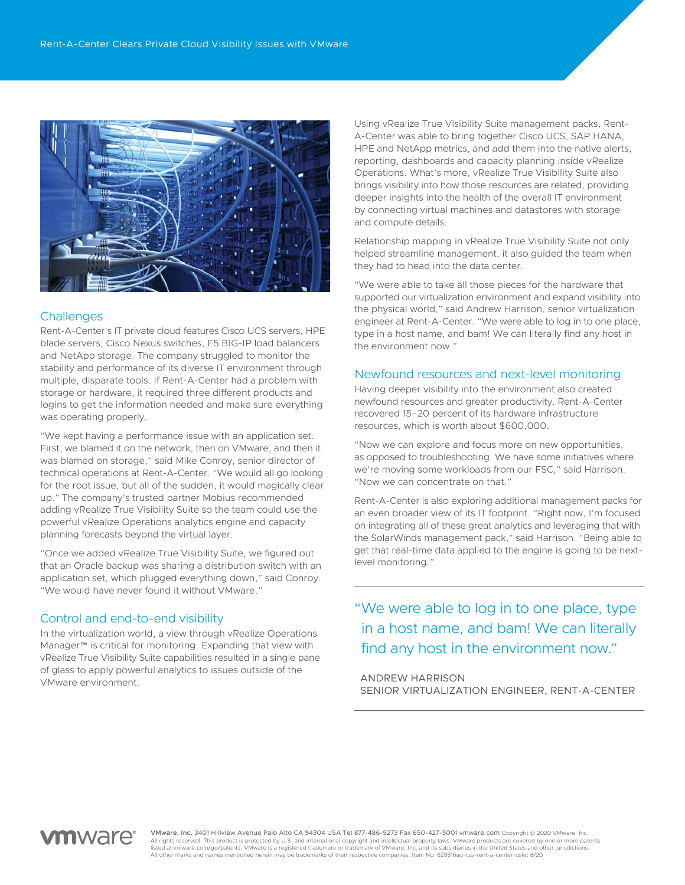## Challenges

Rent-A-Center's IT private cloud features Cisco UCS servers, HPE blade servers, Cisco Nexus switches, F5 BIG-IP load balancers and NetApp storage. The company struggled to monitor the stability and performance of its diverse IT environment through multiple, disparate tools. If Rent-A-Center had a problem with storage or hardware, it required three different products and logins to get the information needed and make sure everything was operating properly.

"We kept having a performance issue with an application set. First, we blamed it on the network, then on VMware, and then it was blamed on storage," said Mike Conroy, senior director of technical operations at Rent-A-Center. "We would all go looking for the root issue, but all of the sudden, it would magically clear up." The company's trusted partner Mobius recommended adding vRealize True Visibility Suite so the team could use the powerful vRealize Operations analytics engine and capacity planning forecasts beyond the virtual layer.

"Once we added vRealize True Visibility Suite, we figured out that an Oracle backup was sharing a distribution switch with an application set, which plugged everything down," said Conroy. "We would have never found it without VMware."

## Control and end-to-end visibility

In the virtualization world, a view through vRealize Operations Manager™ is critical for monitoring. Expanding that view with vRealize True Visibility Suite capabilities resulted in a single pane of glass to apply powerful analytics to issues outside of the VMware environment.

Using vRealize True Visibility Suite management packs, Rent-A-Center was able to bring together Cisco UCS, SAP HANA, HPE and NetApp metrics, and add them into the native alerts, reporting, dashboards and capacity planning inside vRealize Operations. What's more, vRealize True Visibility Suite also brings visibility into how those resources are related, providing deeper insights into the health of the overall IT environment by connecting virtual machines and datastores with storage and compute details.

Relationship mapping in vRealize True Visibility Suite not only helped streamline management, it also guided the team when they had to head into the data center.

"We were able to take all those pieces for the hardware that supported our virtualization environment and expand visibility into the physical world," said Andrew Harrison, senior virtualization engineer at Rent-A-Center. "We were able to log in to one place, type in a host name, and bam! We can literally find any host in the environment now."

## Newfound resources and next-level monitoring

Having deeper visibility into the environment also created newfound resources and greater productivity. Rent-A-Center recovered 15–20 percent of its hardware infrastructure resources, which is worth about $600,000.

"Now we can explore and focus more on new opportunities, as opposed to troubleshooting. We have some initiatives where we're moving some workloads from our FSC," said Harrison. "Now we can concentrate on that."

Rent-A-Center is also exploring additional management packs for an even broader view of its IT footprint. "Right now, I'm focused on integrating all of these great analytics and leveraging that with the SolarWinds management pack," said Harrison. "Being able to get that real-time data applied to the engine is going to be next-level monitoring."

> "We were able to log in to one place, type in a host name, and bam! We can literally find any host in the environment now."
>
> ANDREW HARRISON
> SENIOR VIRTUALIZATION ENGINEER, RENT-A-CENTER

VMware, Inc. 3401 Hillview Avenue Palo Alto CA 94304 USA Tel 877-486-9273 Fax 650-427-5001 vmware.com Copyright © 2020 VMware, Inc. All rights reserved. This product is protected by U.S. and international copyright and intellectual property laws. VMware products are covered by one or more patents listed at vmware.com/go/patents. VMware is a registered trademark or trademark of VMware, Inc. and its subsidiaries in the United States and other jurisdictions. All other marks and names mentioned herein may be trademarks of their respective companies. Item No: 629516aq-css-rent-a-center-uslet 8/20